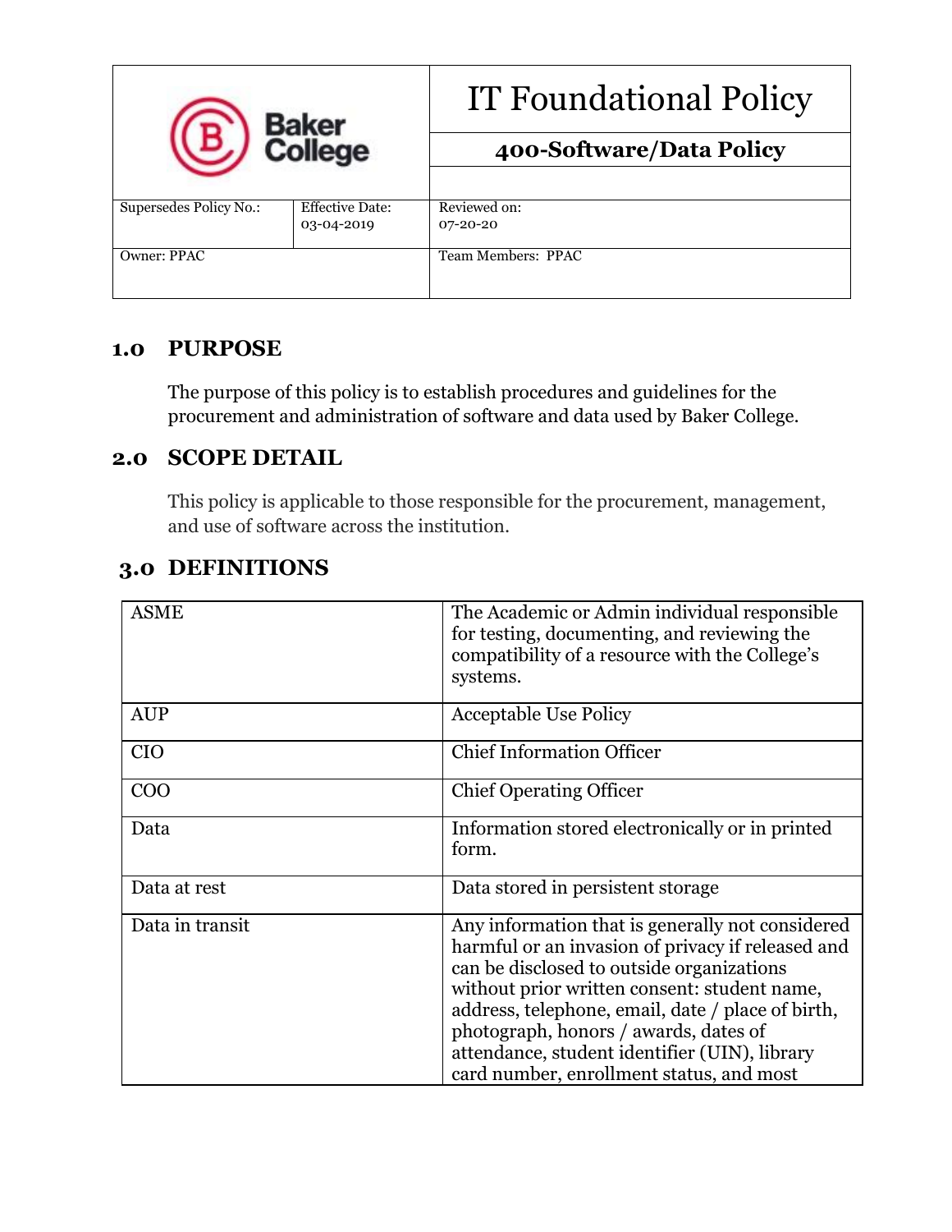| Baker College | IT Foundational Policy | |
|---|---|---|
| | **400-Software/Data Policy** | |
| Supersedes Policy No.: | Effective Date: 03-04-2019 | Reviewed on: 07-20-20 |
| Owner: PPAC | | Team Members: PPAC |

## 1.0 PURPOSE

The purpose of this policy is to establish procedures and guidelines for the procurement and administration of software and data used by Baker College.

## 2.0 SCOPE DETAIL

This policy is applicable to those responsible for the procurement, management, and use of software across the institution.

## 3.0 DEFINITIONS

| | |
|---|---|
| ASME | The Academic or Admin individual responsible for testing, documenting, and reviewing the compatibility of a resource with the College's systems. |
| AUP | Acceptable Use Policy |
| CIO | Chief Information Officer |
| COO | Chief Operating Officer |
| Data | Information stored electronically or in printed form. |
| Data at rest | Data stored in persistent storage |
| Data in transit | Any information that is generally not considered harmful or an invasion of privacy if released and can be disclosed to outside organizations without prior written consent: student name, address, telephone, email, date / place of birth, photograph, honors / awards, dates of attendance, student identifier (UIN), library card number, enrollment status, and most |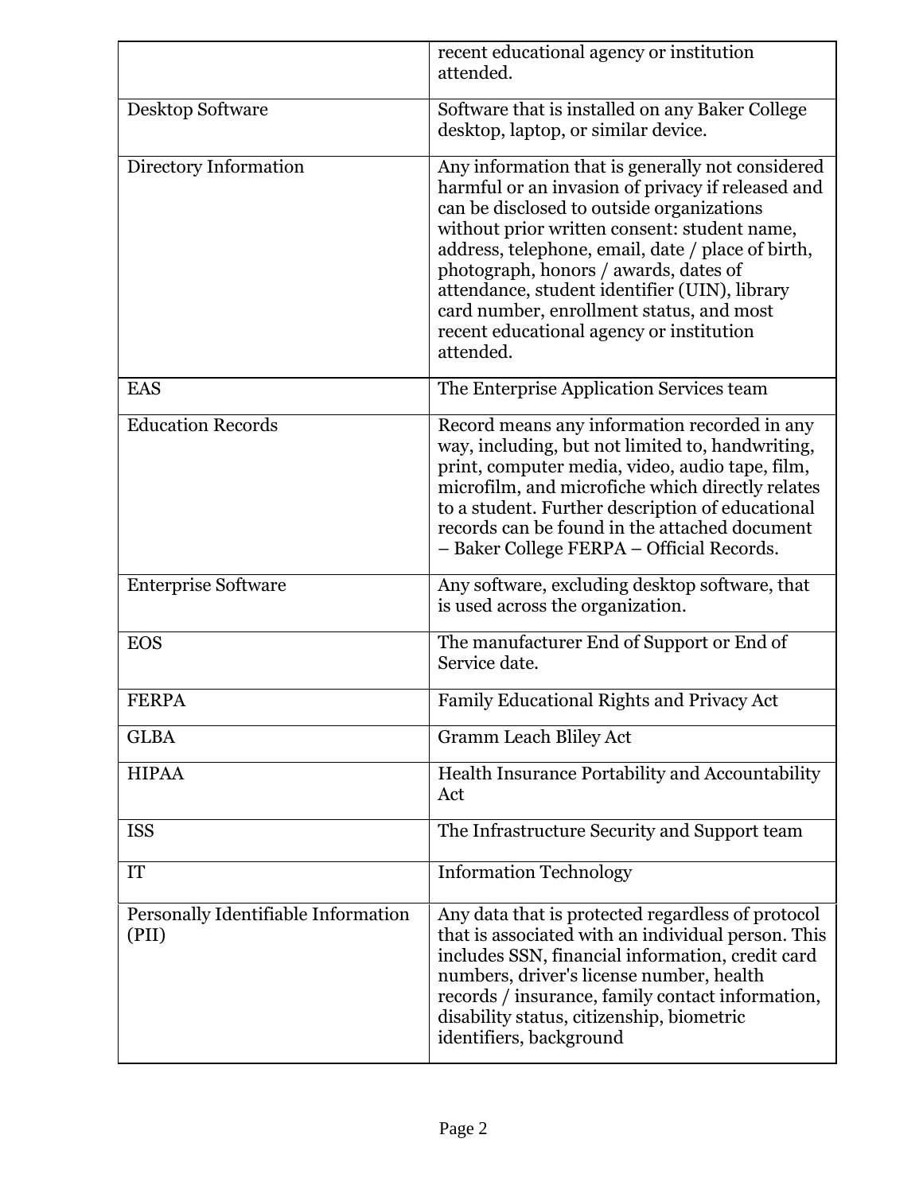| | |
|---|---|
| | recent educational agency or institution attended. |
| Desktop Software | Software that is installed on any Baker College desktop, laptop, or similar device. |
| Directory Information | Any information that is generally not considered harmful or an invasion of privacy if released and can be disclosed to outside organizations without prior written consent: student name, address, telephone, email, date / place of birth, photograph, honors / awards, dates of attendance, student identifier (UIN), library card number, enrollment status, and most recent educational agency or institution attended. |
| EAS | The Enterprise Application Services team |
| Education Records | Record means any information recorded in any way, including, but not limited to, handwriting, print, computer media, video, audio tape, film, microfilm, and microfiche which directly relates to a student. Further description of educational records can be found in the attached document – Baker College FERPA – Official Records. |
| Enterprise Software | Any software, excluding desktop software, that is used across the organization. |
| EOS | The manufacturer End of Support or End of Service date. |
| FERPA | Family Educational Rights and Privacy Act |
| GLBA | Gramm Leach Bliley Act |
| HIPAA | Health Insurance Portability and Accountability Act |
| ISS | The Infrastructure Security and Support team |
| IT | Information Technology |
| Personally Identifiable Information (PII) | Any data that is protected regardless of protocol that is associated with an individual person. This includes SSN, financial information, credit card numbers, driver's license number, health records / insurance, family contact information, disability status, citizenship, biometric identifiers, background |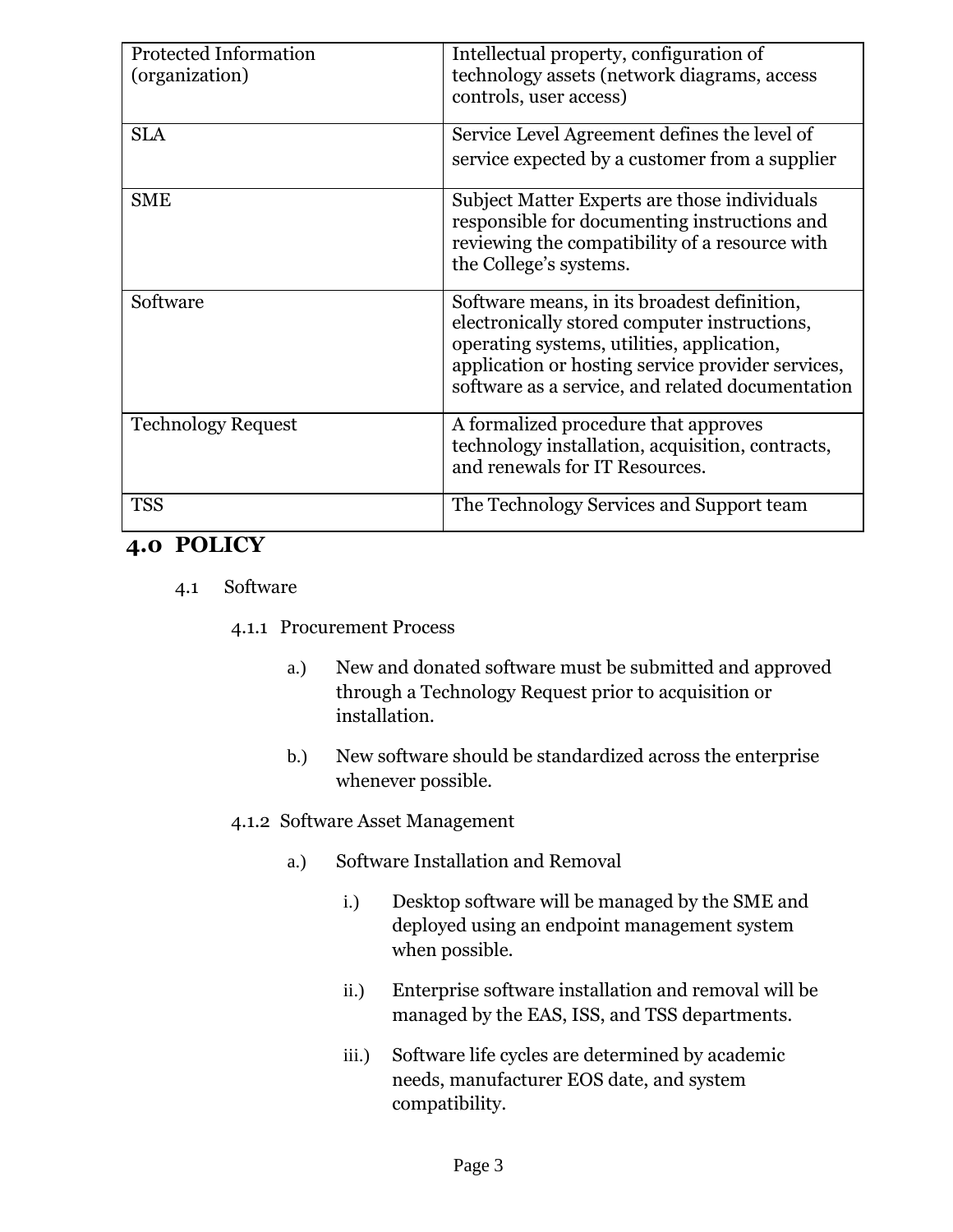| Protected Information (organization) | Intellectual property, configuration of technology assets (network diagrams, access controls, user access) |
|---|---|
| SLA | Service Level Agreement defines the level of service expected by a customer from a supplier |
| SME | Subject Matter Experts are those individuals responsible for documenting instructions and reviewing the compatibility of a resource with the College's systems. |
| Software | Software means, in its broadest definition, electronically stored computer instructions, operating systems, utilities, application, application or hosting service provider services, software as a service, and related documentation |
| Technology Request | A formalized procedure that approves technology installation, acquisition, contracts, and renewals for IT Resources. |
| TSS | The Technology Services and Support team |

## 4.0 POLICY

4.1 Software

4.1.1 Procurement Process

a.) New and donated software must be submitted and approved through a Technology Request prior to acquisition or installation.

b.) New software should be standardized across the enterprise whenever possible.

4.1.2 Software Asset Management

a.) Software Installation and Removal

i.) Desktop software will be managed by the SME and deployed using an endpoint management system when possible.

ii.) Enterprise software installation and removal will be managed by the EAS, ISS, and TSS departments.

iii.) Software life cycles are determined by academic needs, manufacturer EOS date, and system compatibility.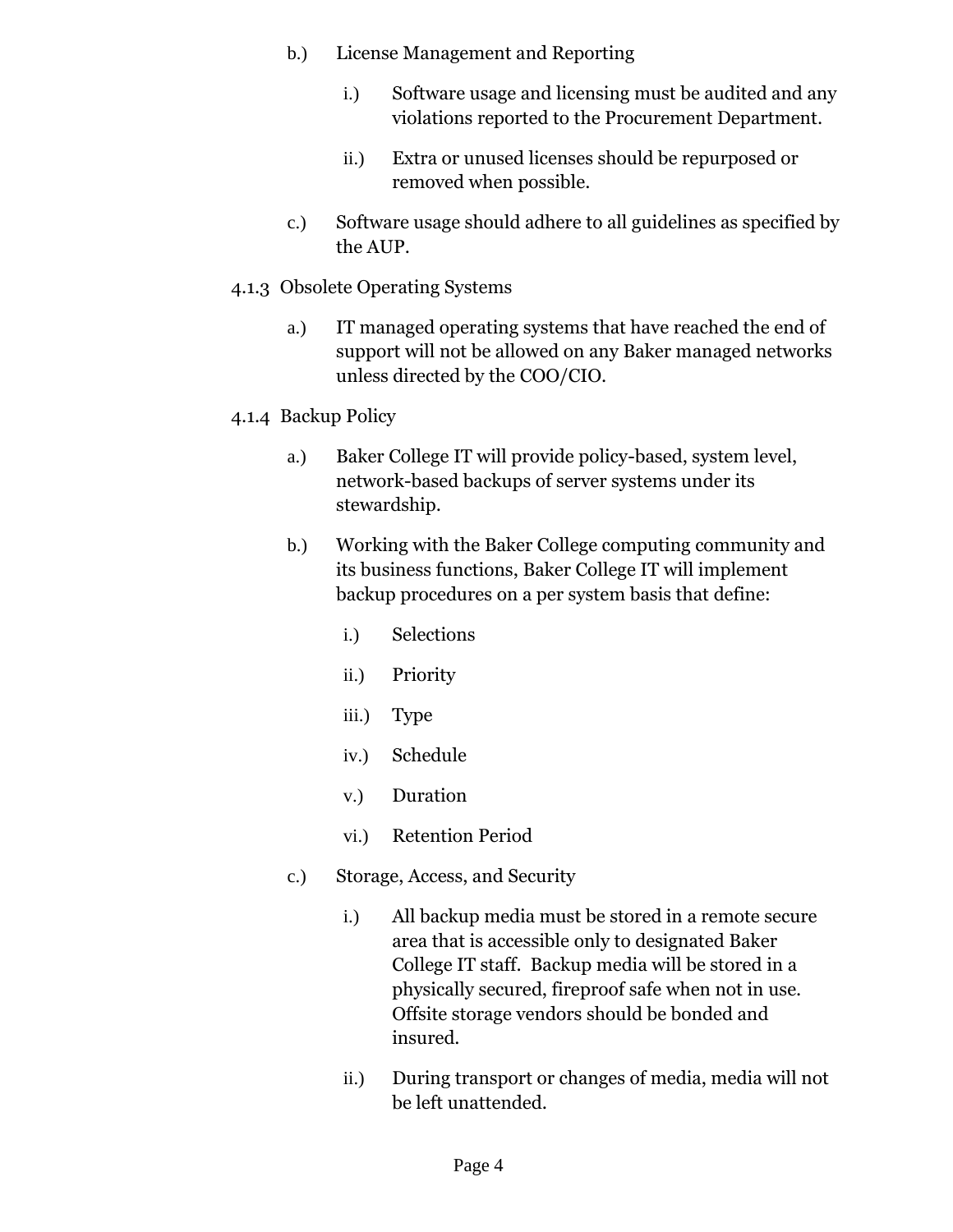b.) License Management and Reporting

   i.) Software usage and licensing must be audited and any violations reported to the Procurement Department.

   ii.) Extra or unused licenses should be repurposed or removed when possible.

c.) Software usage should adhere to all guidelines as specified by the AUP.

4.1.3 Obsolete Operating Systems

a.) IT managed operating systems that have reached the end of support will not be allowed on any Baker managed networks unless directed by the COO/CIO.

4.1.4 Backup Policy

a.) Baker College IT will provide policy-based, system level, network-based backups of server systems under its stewardship.

b.) Working with the Baker College computing community and its business functions, Baker College IT will implement backup procedures on a per system basis that define:

   i.) Selections

   ii.) Priority

   iii.) Type

   iv.) Schedule

   v.) Duration

   vi.) Retention Period

c.) Storage, Access, and Security

   i.) All backup media must be stored in a remote secure area that is accessible only to designated Baker College IT staff. Backup media will be stored in a physically secured, fireproof safe when not in use. Offsite storage vendors should be bonded and insured.

   ii.) During transport or changes of media, media will not be left unattended.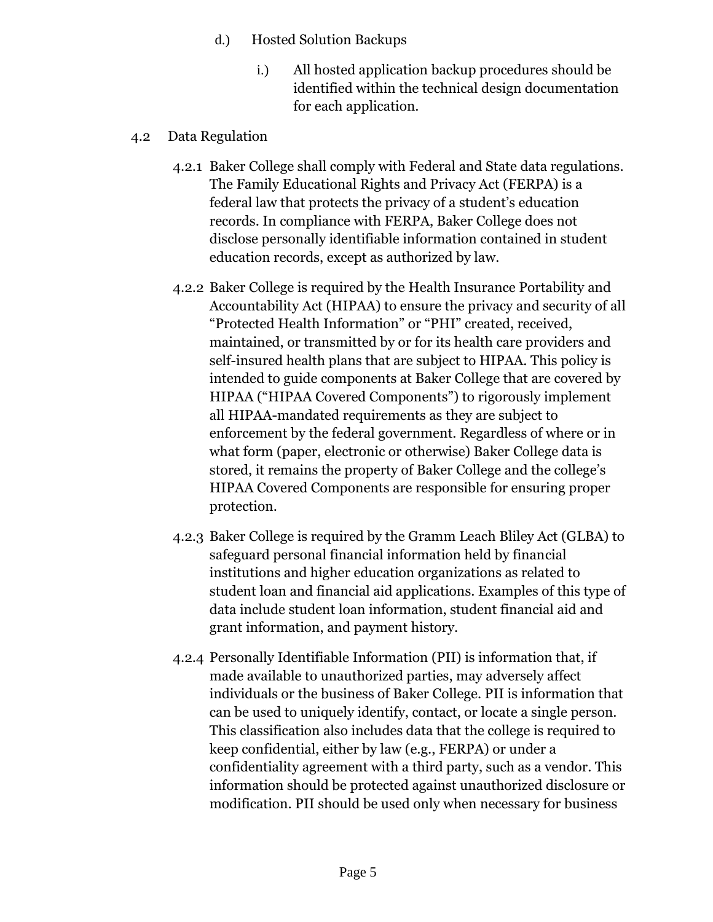d.) Hosted Solution Backups

i.) All hosted application backup procedures should be identified within the technical design documentation for each application.

4.2 Data Regulation

4.2.1 Baker College shall comply with Federal and State data regulations. The Family Educational Rights and Privacy Act (FERPA) is a federal law that protects the privacy of a student's education records. In compliance with FERPA, Baker College does not disclose personally identifiable information contained in student education records, except as authorized by law.

4.2.2 Baker College is required by the Health Insurance Portability and Accountability Act (HIPAA) to ensure the privacy and security of all "Protected Health Information" or "PHI" created, received, maintained, or transmitted by or for its health care providers and self-insured health plans that are subject to HIPAA. This policy is intended to guide components at Baker College that are covered by HIPAA ("HIPAA Covered Components") to rigorously implement all HIPAA-mandated requirements as they are subject to enforcement by the federal government. Regardless of where or in what form (paper, electronic or otherwise) Baker College data is stored, it remains the property of Baker College and the college's HIPAA Covered Components are responsible for ensuring proper protection.

4.2.3 Baker College is required by the Gramm Leach Bliley Act (GLBA) to safeguard personal financial information held by financial institutions and higher education organizations as related to student loan and financial aid applications. Examples of this type of data include student loan information, student financial aid and grant information, and payment history.

4.2.4 Personally Identifiable Information (PII) is information that, if made available to unauthorized parties, may adversely affect individuals or the business of Baker College. PII is information that can be used to uniquely identify, contact, or locate a single person. This classification also includes data that the college is required to keep confidential, either by law (e.g., FERPA) or under a confidentiality agreement with a third party, such as a vendor. This information should be protected against unauthorized disclosure or modification. PII should be used only when necessary for business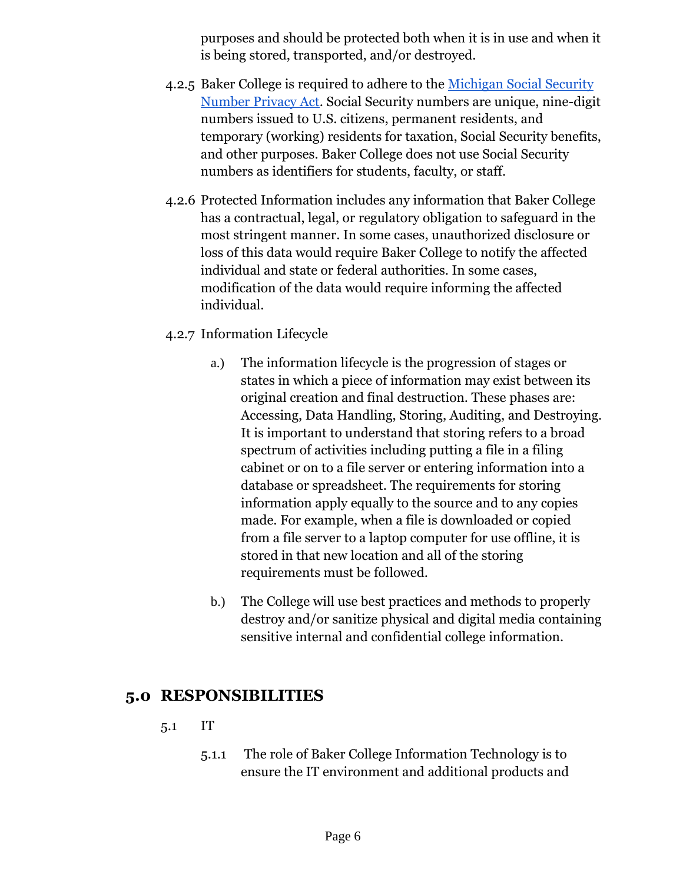purposes and should be protected both when it is in use and when it is being stored, transported, and/or destroyed.

4.2.5 Baker College is required to adhere to the [Michigan Social Security Number Privacy Act](). Social Security numbers are unique, nine-digit numbers issued to U.S. citizens, permanent residents, and temporary (working) residents for taxation, Social Security benefits, and other purposes. Baker College does not use Social Security numbers as identifiers for students, faculty, or staff.

4.2.6 Protected Information includes any information that Baker College has a contractual, legal, or regulatory obligation to safeguard in the most stringent manner. In some cases, unauthorized disclosure or loss of this data would require Baker College to notify the affected individual and state or federal authorities. In some cases, modification of the data would require informing the affected individual.

4.2.7 Information Lifecycle

a.) The information lifecycle is the progression of stages or states in which a piece of information may exist between its original creation and final destruction. These phases are: Accessing, Data Handling, Storing, Auditing, and Destroying. It is important to understand that storing refers to a broad spectrum of activities including putting a file in a filing cabinet or on to a file server or entering information into a database or spreadsheet. The requirements for storing information apply equally to the source and to any copies made. For example, when a file is downloaded or copied from a file server to a laptop computer for use offline, it is stored in that new location and all of the storing requirements must be followed.

b.) The College will use best practices and methods to properly destroy and/or sanitize physical and digital media containing sensitive internal and confidential college information.

## 5.0 RESPONSIBILITIES

5.1 IT

5.1.1 The role of Baker College Information Technology is to ensure the IT environment and additional products and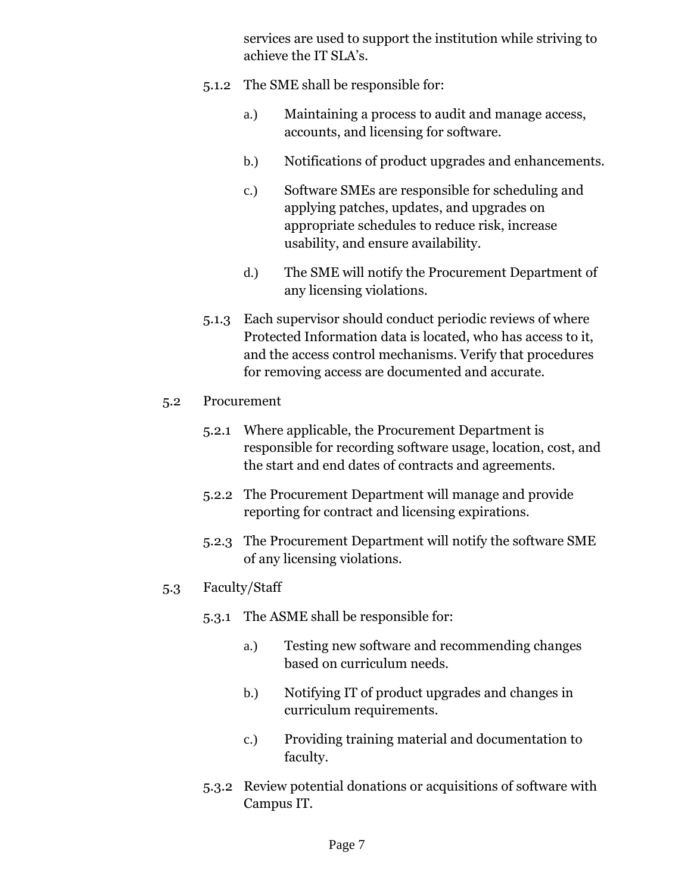services are used to support the institution while striving to achieve the IT SLA's.

5.1.2 The SME shall be responsible for:

a.) Maintaining a process to audit and manage access, accounts, and licensing for software.

b.) Notifications of product upgrades and enhancements.

c.) Software SMEs are responsible for scheduling and applying patches, updates, and upgrades on appropriate schedules to reduce risk, increase usability, and ensure availability.

d.) The SME will notify the Procurement Department of any licensing violations.

5.1.3 Each supervisor should conduct periodic reviews of where Protected Information data is located, who has access to it, and the access control mechanisms. Verify that procedures for removing access are documented and accurate.

5.2 Procurement

5.2.1 Where applicable, the Procurement Department is responsible for recording software usage, location, cost, and the start and end dates of contracts and agreements.

5.2.2 The Procurement Department will manage and provide reporting for contract and licensing expirations.

5.2.3 The Procurement Department will notify the software SME of any licensing violations.

5.3 Faculty/Staff

5.3.1 The ASME shall be responsible for:

a.) Testing new software and recommending changes based on curriculum needs.

b.) Notifying IT of product upgrades and changes in curriculum requirements.

c.) Providing training material and documentation to faculty.

5.3.2 Review potential donations or acquisitions of software with Campus IT.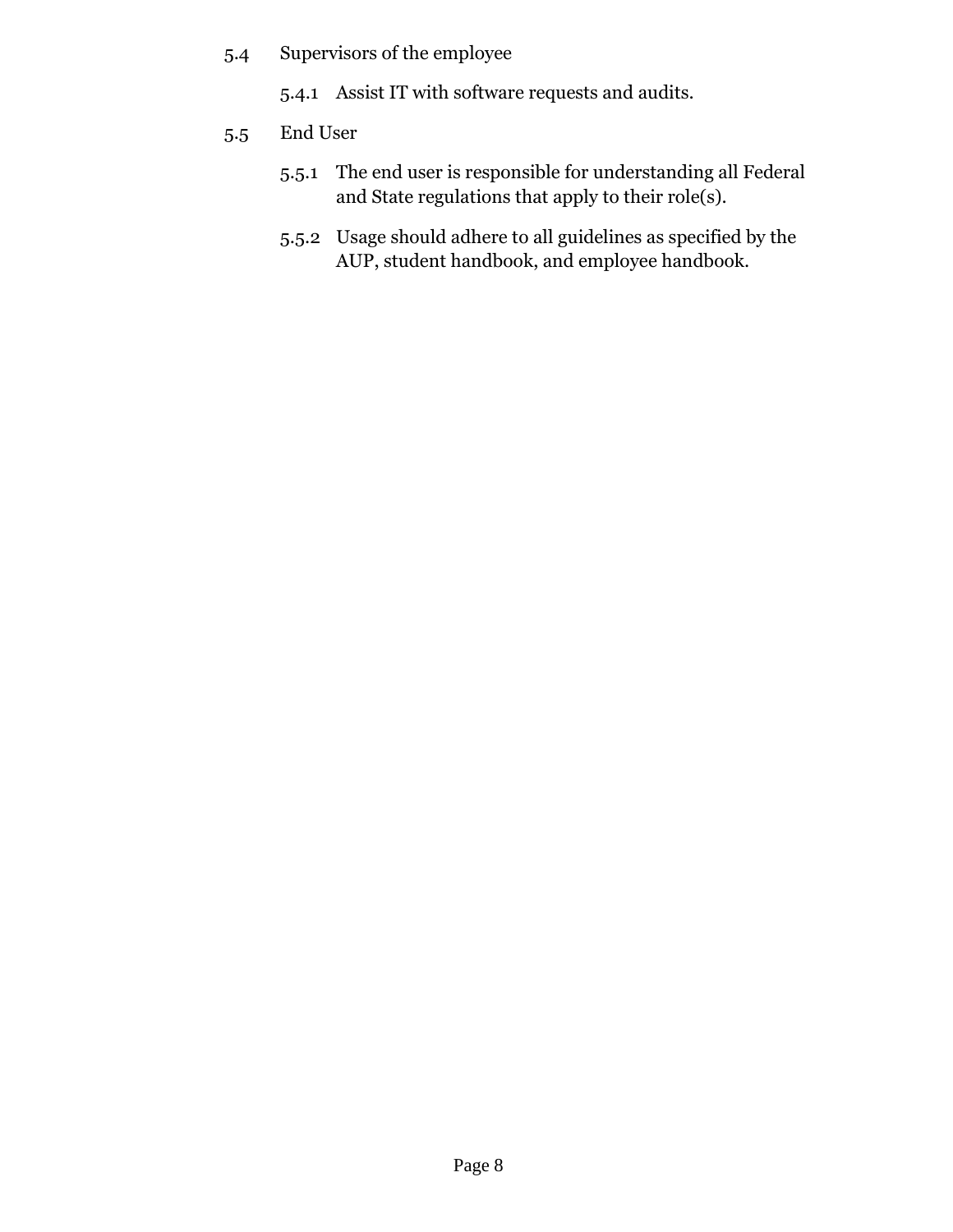5.4 Supervisors of the employee

5.4.1 Assist IT with software requests and audits.

5.5 End User

5.5.1 The end user is responsible for understanding all Federal and State regulations that apply to their role(s).

5.5.2 Usage should adhere to all guidelines as specified by the AUP, student handbook, and employee handbook.